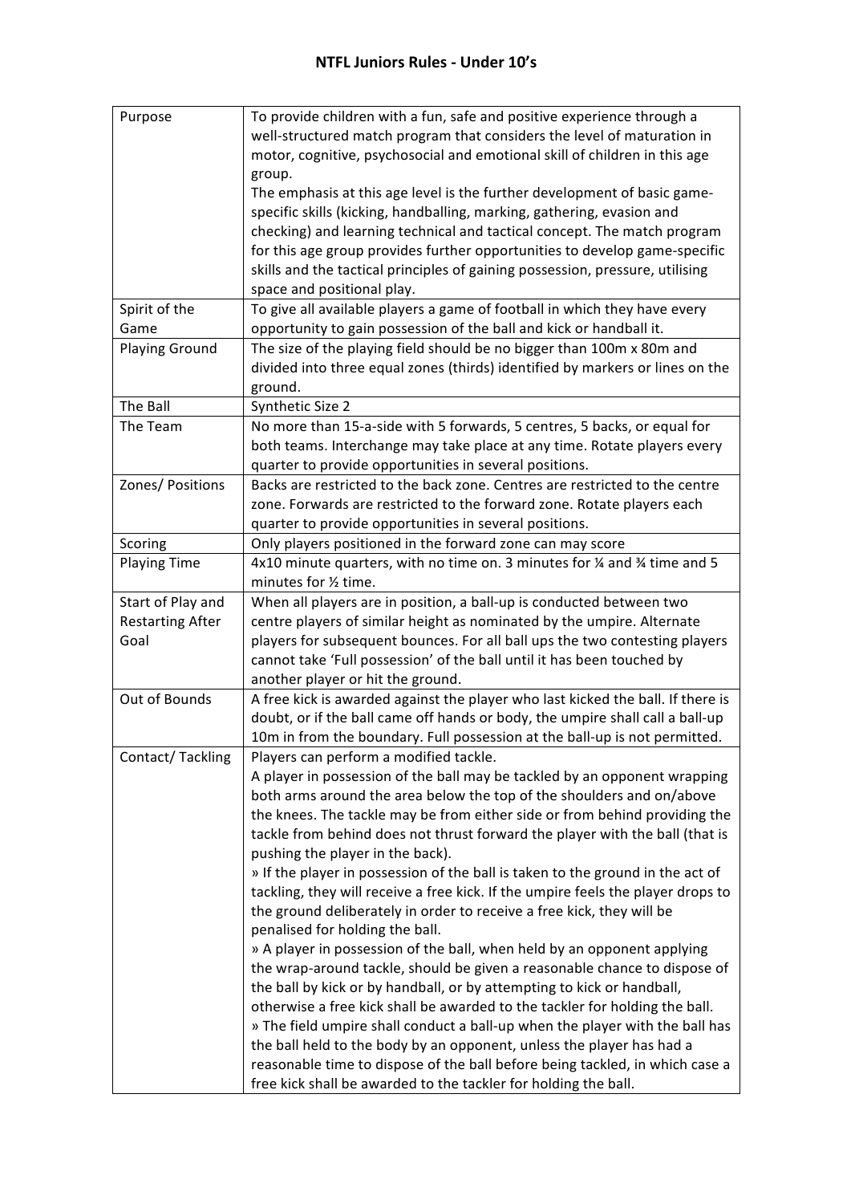# NTFL Juniors Rules - Under 10's

| | |
|---|---|
| Purpose | To provide children with a fun, safe and positive experience through a well-structured match program that considers the level of maturation in motor, cognitive, psychosocial and emotional skill of children in this age group.<br>The emphasis at this age level is the further development of basic game-specific skills (kicking, handballing, marking, gathering, evasion and checking) and learning technical and tactical concept. The match program for this age group provides further opportunities to develop game-specific skills and the tactical principles of gaining possession, pressure, utilising space and positional play. |
| Spirit of the Game | To give all available players a game of football in which they have every opportunity to gain possession of the ball and kick or handball it. |
| Playing Ground | The size of the playing field should be no bigger than 100m x 80m and divided into three equal zones (thirds) identified by markers or lines on the ground. |
| The Ball | Synthetic Size 2 |
| The Team | No more than 15-a-side with 5 forwards, 5 centres, 5 backs, or equal for both teams. Interchange may take place at any time. Rotate players every quarter to provide opportunities in several positions. |
| Zones/ Positions | Backs are restricted to the back zone. Centres are restricted to the centre zone. Forwards are restricted to the forward zone. Rotate players each quarter to provide opportunities in several positions. |
| Scoring | Only players positioned in the forward zone can may score |
| Playing Time | 4x10 minute quarters, with no time on. 3 minutes for ¼ and ¾ time and 5 minutes for ½ time. |
| Start of Play and Restarting After Goal | When all players are in position, a ball-up is conducted between two centre players of similar height as nominated by the umpire. Alternate players for subsequent bounces. For all ball ups the two contesting players cannot take 'Full possession' of the ball until it has been touched by another player or hit the ground. |
| Out of Bounds | A free kick is awarded against the player who last kicked the ball. If there is doubt, or if the ball came off hands or body, the umpire shall call a ball-up 10m in from the boundary. Full possession at the ball-up is not permitted. |
| Contact/ Tackling | Players can perform a modified tackle.<br>A player in possession of the ball may be tackled by an opponent wrapping both arms around the area below the top of the shoulders and on/above the knees. The tackle may be from either side or from behind providing the tackle from behind does not thrust forward the player with the ball (that is pushing the player in the back).<br>» If the player in possession of the ball is taken to the ground in the act of tackling, they will receive a free kick. If the umpire feels the player drops to the ground deliberately in order to receive a free kick, they will be penalised for holding the ball.<br>» A player in possession of the ball, when held by an opponent applying the wrap-around tackle, should be given a reasonable chance to dispose of the ball by kick or by handball, or by attempting to kick or handball, otherwise a free kick shall be awarded to the tackler for holding the ball.<br>» The field umpire shall conduct a ball-up when the player with the ball has the ball held to the body by an opponent, unless the player has had a reasonable time to dispose of the ball before being tackled, in which case a free kick shall be awarded to the tackler for holding the ball. |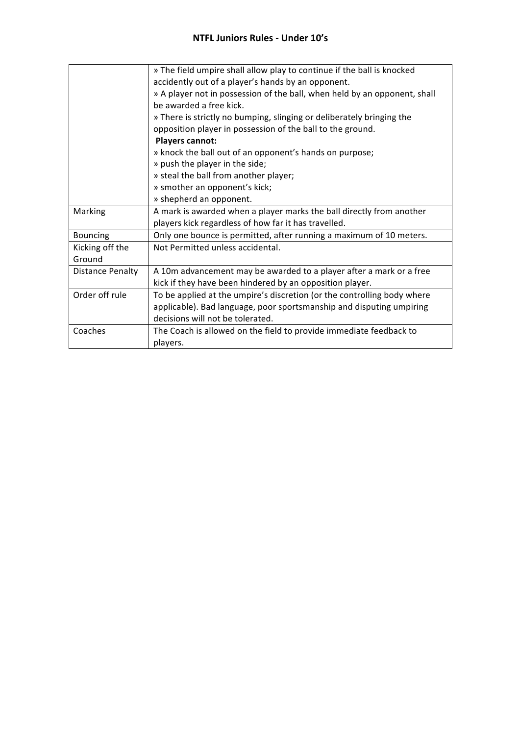# NTFL Juniors Rules - Under 10's

| | |
|---|---|
| | » The field umpire shall allow play to continue if the ball is knocked accidently out of a player's hands by an opponent.<br>» A player not in possession of the ball, when held by an opponent, shall be awarded a free kick.<br>» There is strictly no bumping, slinging or deliberately bringing the opposition player in possession of the ball to the ground.<br>**Players cannot:**<br>» knock the ball out of an opponent's hands on purpose;<br>» push the player in the side;<br>» steal the ball from another player;<br>» smother an opponent's kick;<br>» shepherd an opponent. |
| Marking | A mark is awarded when a player marks the ball directly from another players kick regardless of how far it has travelled. |
| Bouncing | Only one bounce is permitted, after running a maximum of 10 meters. |
| Kicking off the Ground | Not Permitted unless accidental. |
| Distance Penalty | A 10m advancement may be awarded to a player after a mark or a free kick if they have been hindered by an opposition player. |
| Order off rule | To be applied at the umpire's discretion (or the controlling body where applicable). Bad language, poor sportsmanship and disputing umpiring decisions will not be tolerated. |
| Coaches | The Coach is allowed on the field to provide immediate feedback to players. |